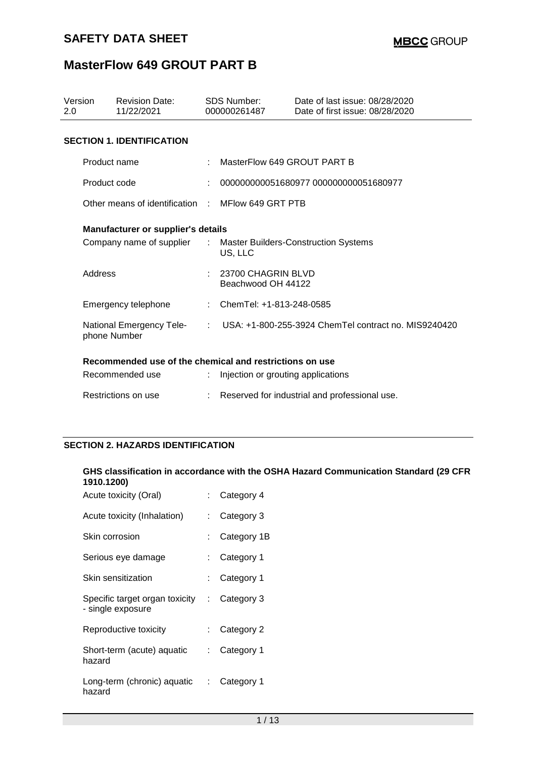# SAFETY DATA SHEET

## MasterFlow 649 GROUT PART B

| Version | Revision Date: | SDS Number: | Date of last issue: 08/28/2020 |
|---|---|---|---|
| 2.0 | 11/22/2021 | 000000261487 | Date of first issue: 08/28/2020 |

### SECTION 1. IDENTIFICATION

Product name : MasterFlow 649 GROUT PART B

Product code : 000000000051680977 000000000051680977

Other means of identification : MFlow 649 GRT PTB

**Manufacturer or supplier's details**

Company name of supplier : Master Builders-Construction Systems US, LLC

Address : 23700 CHAGRIN BLVD Beachwood OH 44122

Emergency telephone : ChemTel: +1-813-248-0585

National Emergency Telephone Number : USA: +1-800-255-3924 ChemTel contract no. MIS9240420

**Recommended use of the chemical and restrictions on use**

Recommended use : Injection or grouting applications

Restrictions on use : Reserved for industrial and professional use.

### SECTION 2. HAZARDS IDENTIFICATION

**GHS classification in accordance with the OSHA Hazard Communication Standard (29 CFR 1910.1200)**

Acute toxicity (Oral) : Category 4

Acute toxicity (Inhalation) : Category 3

Skin corrosion : Category 1B

Serious eye damage : Category 1

Skin sensitization : Category 1

Specific target organ toxicity - single exposure : Category 3

Reproductive toxicity : Category 2

Short-term (acute) aquatic hazard : Category 1

Long-term (chronic) aquatic hazard : Category 1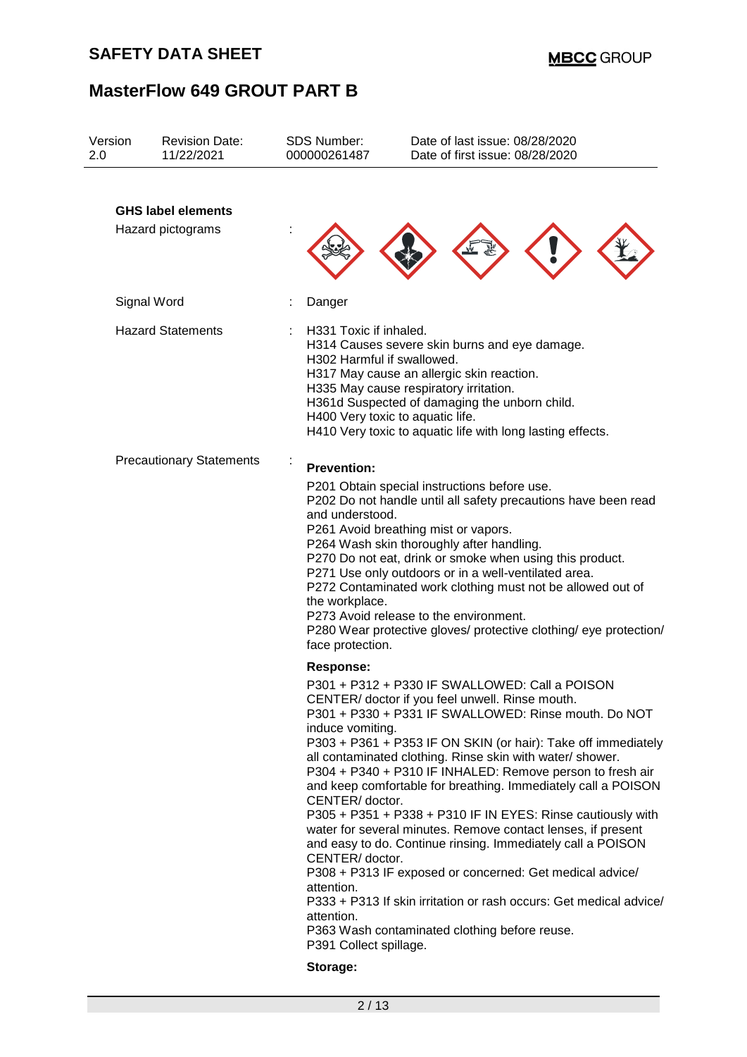| Version | Revision Date: | SDS Number: | Date of last issue: 08/28/2020 |
| --- | --- | --- | --- |
| 2.0 | 11/22/2021 | 000000261487 | Date of first issue: 08/28/2020 |

**GHS label elements**

Hazard pictograms :

Signal Word : Danger

Hazard Statements :
H331 Toxic if inhaled.
H314 Causes severe skin burns and eye damage.
H302 Harmful if swallowed.
H317 May cause an allergic skin reaction.
H335 May cause respiratory irritation.
H361d Suspected of damaging the unborn child.
H400 Very toxic to aquatic life.
H410 Very toxic to aquatic life with long lasting effects.

Precautionary Statements :

**Prevention:**

P201 Obtain special instructions before use.
P202 Do not handle until all safety precautions have been read and understood.
P261 Avoid breathing mist or vapors.
P264 Wash skin thoroughly after handling.
P270 Do not eat, drink or smoke when using this product.
P271 Use only outdoors or in a well-ventilated area.
P272 Contaminated work clothing must not be allowed out of the workplace.
P273 Avoid release to the environment.
P280 Wear protective gloves/ protective clothing/ eye protection/ face protection.

**Response:**

P301 + P312 + P330 IF SWALLOWED: Call a POISON CENTER/ doctor if you feel unwell. Rinse mouth.
P301 + P330 + P331 IF SWALLOWED: Rinse mouth. Do NOT induce vomiting.
P303 + P361 + P353 IF ON SKIN (or hair): Take off immediately all contaminated clothing. Rinse skin with water/ shower.
P304 + P340 + P310 IF INHALED: Remove person to fresh air and keep comfortable for breathing. Immediately call a POISON CENTER/ doctor.
P305 + P351 + P338 + P310 IF IN EYES: Rinse cautiously with water for several minutes. Remove contact lenses, if present and easy to do. Continue rinsing. Immediately call a POISON CENTER/ doctor.
P308 + P313 IF exposed or concerned: Get medical advice/ attention.
P333 + P313 If skin irritation or rash occurs: Get medical advice/ attention.
P363 Wash contaminated clothing before reuse.
P391 Collect spillage.

**Storage:**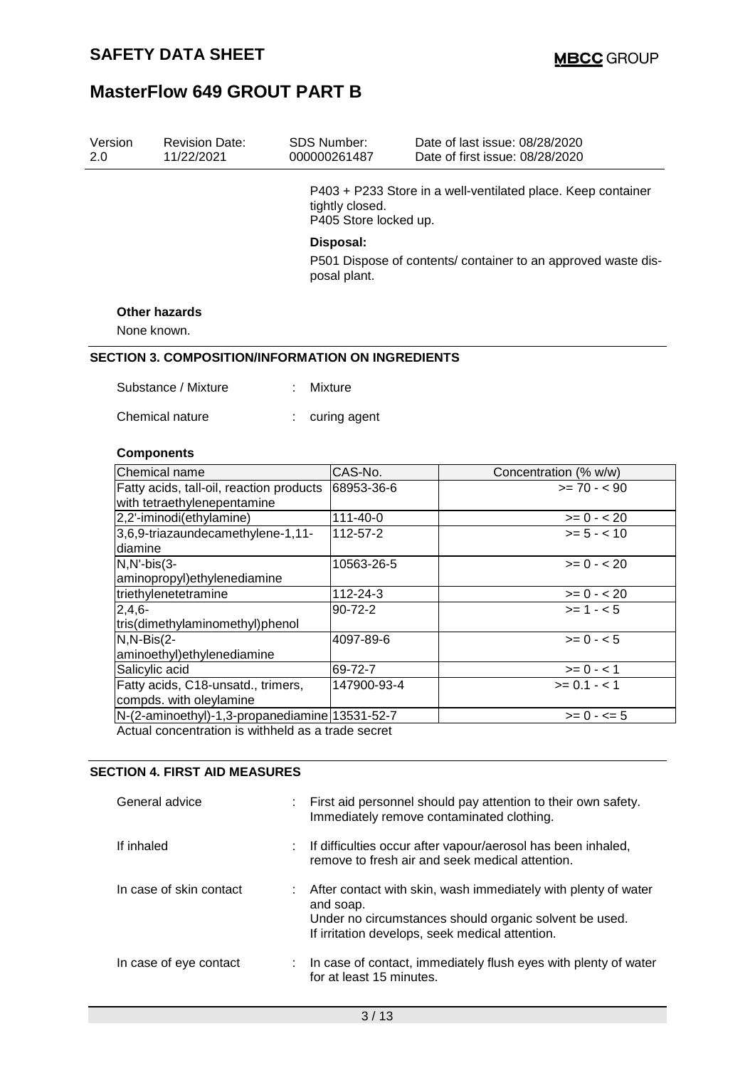| Version | Revision Date: | SDS Number: | Date of last issue: 08/28/2020 |
|---|---|---|---|
| 2.0 | 11/22/2021 | 000000261487 | Date of first issue: 08/28/2020 |

P403 + P233 Store in a well-ventilated place. Keep container tightly closed.
P405 Store locked up.

**Disposal:**

P501 Dispose of contents/ container to an approved waste disposal plant.

**Other hazards**

None known.

## SECTION 3. COMPOSITION/INFORMATION ON INGREDIENTS

Substance / Mixture : Mixture

Chemical nature : curing agent

**Components**

| Chemical name | CAS-No. | Concentration (% w/w) |
|---|---|---|
| Fatty acids, tall-oil, reaction products with tetraethylenepentamine | 68953-36-6 | >= 70 - < 90 |
| 2,2'-iminodi(ethylamine) | 111-40-0 | >= 0 - < 20 |
| 3,6,9-triazaundecamethylene-1,11-diamine | 112-57-2 | >= 5 - < 10 |
| N,N'-bis(3-aminopropyl)ethylenediamine | 10563-26-5 | >= 0 - < 20 |
| triethylenetetramine | 112-24-3 | >= 0 - < 20 |
| 2,4,6-tris(dimethylaminomethyl)phenol | 90-72-2 | >= 1 - < 5 |
| N,N-Bis(2-aminoethyl)ethylenediamine | 4097-89-6 | >= 0 - < 5 |
| Salicylic acid | 69-72-7 | >= 0 - < 1 |
| Fatty acids, C18-unsatd., trimers, compds. with oleylamine | 147900-93-4 | >= 0.1 - < 1 |
| N-(2-aminoethyl)-1,3-propanediamine | 13531-52-7 | >= 0 - <= 5 |

Actual concentration is withheld as a trade secret

## SECTION 4. FIRST AID MEASURES

General advice : First aid personnel should pay attention to their own safety. Immediately remove contaminated clothing.

If inhaled : If difficulties occur after vapour/aerosol has been inhaled, remove to fresh air and seek medical attention.

In case of skin contact : After contact with skin, wash immediately with plenty of water and soap.
Under no circumstances should organic solvent be used.
If irritation develops, seek medical attention.

In case of eye contact : In case of contact, immediately flush eyes with plenty of water for at least 15 minutes.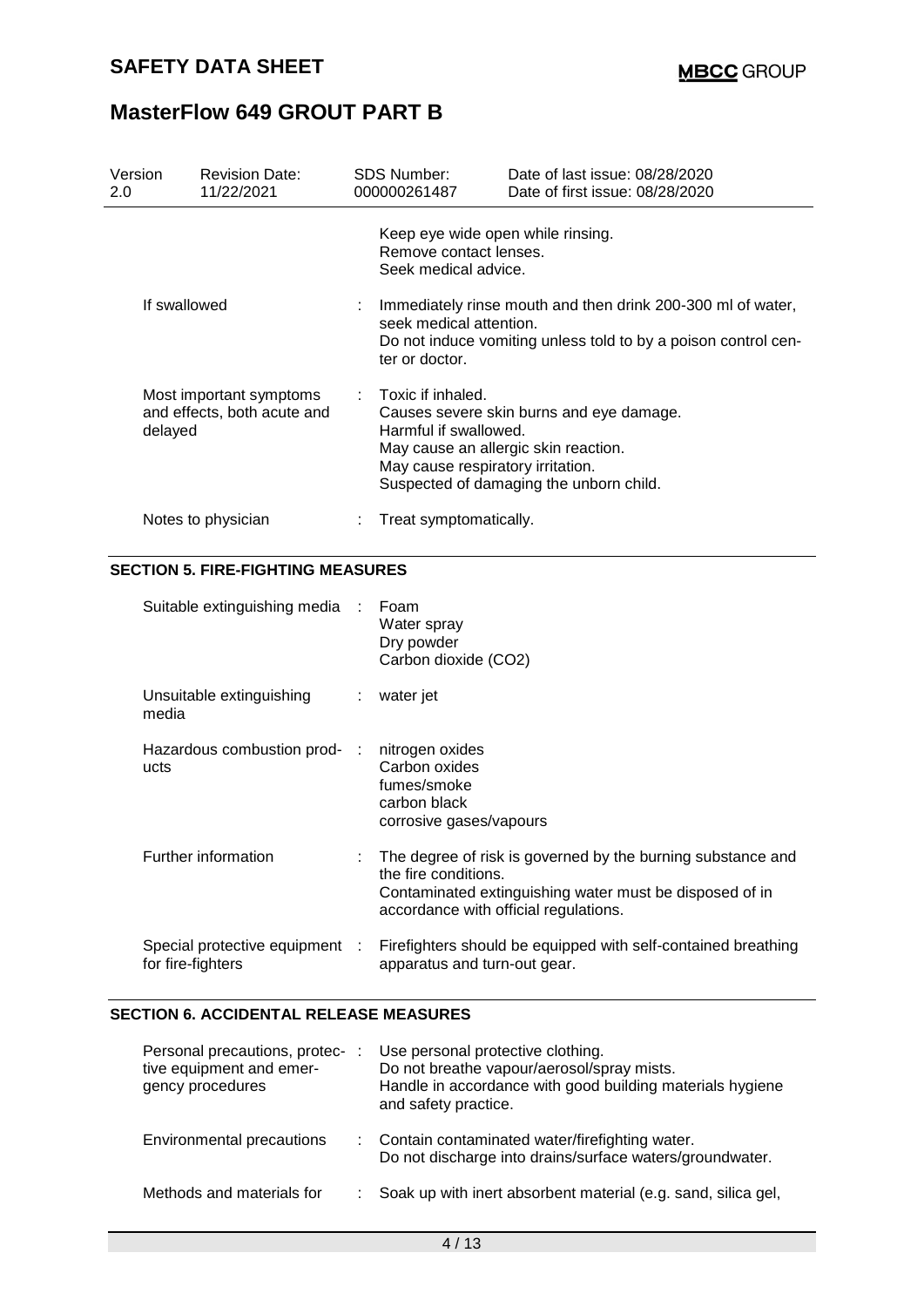| | | |
|---|---|---|
| | | Keep eye wide open while rinsing.<br>Remove contact lenses.<br>Seek medical advice. |
| If swallowed | : | Immediately rinse mouth and then drink 200-300 ml of water, seek medical attention.<br>Do not induce vomiting unless told to by a poison control center or doctor. |
| Most important symptoms and effects, both acute and delayed | : | Toxic if inhaled.<br>Causes severe skin burns and eye damage.<br>Harmful if swallowed.<br>May cause an allergic skin reaction.<br>May cause respiratory irritation.<br>Suspected of damaging the unborn child. |
| Notes to physician | : | Treat symptomatically. |

## SECTION 5. FIRE-FIGHTING MEASURES

| | | |
|---|---|---|
| Suitable extinguishing media | : | Foam<br>Water spray<br>Dry powder<br>Carbon dioxide ($CO_2$) |
| Unsuitable extinguishing media | : | water jet |
| Hazardous combustion products | : | nitrogen oxides<br>Carbon oxides<br>fumes/smoke<br>carbon black<br>corrosive gases/vapours |
| Further information | : | The degree of risk is governed by the burning substance and the fire conditions.<br>Contaminated extinguishing water must be disposed of in accordance with official regulations. |
| Special protective equipment for fire-fighters | : | Firefighters should be equipped with self-contained breathing apparatus and turn-out gear. |

## SECTION 6. ACCIDENTAL RELEASE MEASURES

| | | |
|---|---|---|
| Personal precautions, protective equipment and emergency procedures | : | Use personal protective clothing.<br>Do not breathe vapour/aerosol/spray mists.<br>Handle in accordance with good building materials hygiene and safety practice. |
| Environmental precautions | : | Contain contaminated water/firefighting water.<br>Do not discharge into drains/surface waters/groundwater. |
| Methods and materials for | : | Soak up with inert absorbent material (e.g. sand, silica gel, |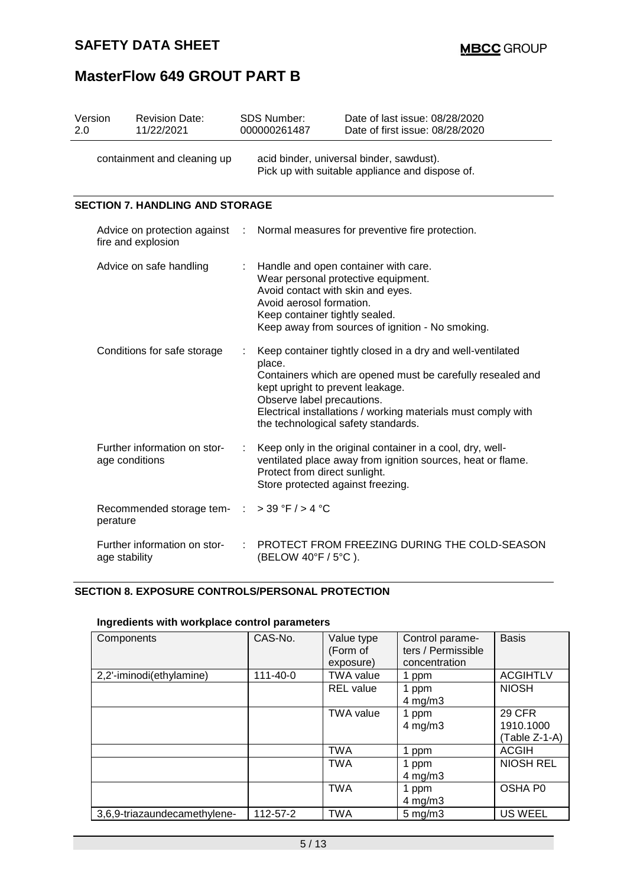| | |
|---|---|
| containment and cleaning up | acid binder, universal binder, sawdust). Pick up with suitable appliance and dispose of. |

## SECTION 7. HANDLING AND STORAGE

| | | |
|---|---|---|
| Advice on protection against fire and explosion | : | Normal measures for preventive fire protection. |
| Advice on safe handling | : | Handle and open container with care. Wear personal protective equipment. Avoid contact with skin and eyes. Avoid aerosol formation. Keep container tightly sealed. Keep away from sources of ignition - No smoking. |
| Conditions for safe storage | : | Keep container tightly closed in a dry and well-ventilated place. Containers which are opened must be carefully resealed and kept upright to prevent leakage. Observe label precautions. Electrical installations / working materials must comply with the technological safety standards. |
| Further information on storage conditions | : | Keep only in the original container in a cool, dry, well-ventilated place away from ignition sources, heat or flame. Protect from direct sunlight. Store protected against freezing. |
| Recommended storage temperature | : | > 39 °F / > 4 °C |
| Further information on storage stability | : | PROTECT FROM FREEZING DURING THE COLD-SEASON (BELOW 40°F / 5°C ). |

## SECTION 8. EXPOSURE CONTROLS/PERSONAL PROTECTION

**Ingredients with workplace control parameters**

| Components | CAS-No. | Value type (Form of exposure) | Control parameters / Permissible concentration | Basis |
|---|---|---|---|---|
| 2,2'-iminodi(ethylamine) | 111-40-0 | TWA value | 1 ppm | ACGIHTLV |
| | | REL value | 1 ppm<br>4 mg/m3 | NIOSH |
| | | TWA value | 1 ppm<br>4 mg/m3 | 29 CFR 1910.1000 (Table Z-1-A) |
| | | TWA | 1 ppm | ACGIH |
| | | TWA | 1 ppm<br>4 mg/m3 | NIOSH REL |
| | | TWA | 1 ppm<br>4 mg/m3 | OSHA P0 |
| 3,6,9-triazaundecamethylene- | 112-57-2 | TWA | 5 mg/m3 | US WEEL |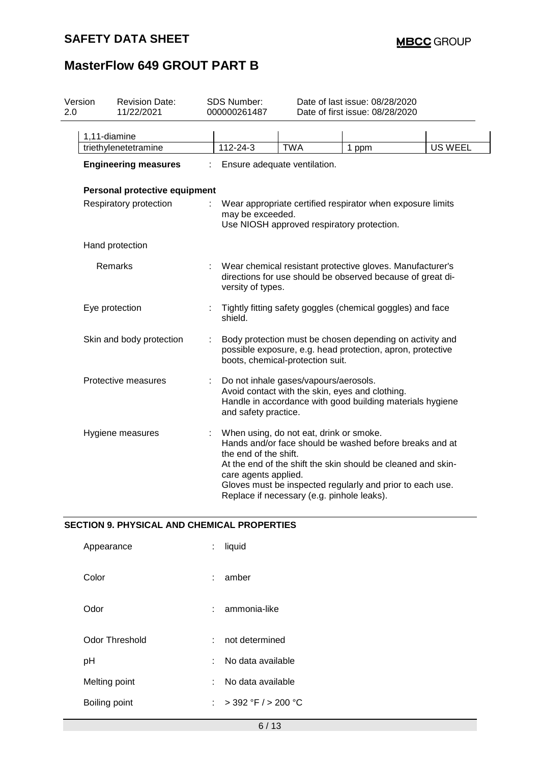| | | | | |
|---|---|---|---|---|
| 1,11-diamine | | | | |
| triethylenetetramine | 112-24-3 | TWA | 1 ppm | US WEEL |

**Engineering measures** : Ensure adequate ventilation.

**Personal protective equipment**

Respiratory protection : Wear appropriate certified respirator when exposure limits may be exceeded.
Use NIOSH approved respiratory protection.

Hand protection

Remarks : Wear chemical resistant protective gloves. Manufacturer's directions for use should be observed because of great diversity of types.

Eye protection : Tightly fitting safety goggles (chemical goggles) and face shield.

Skin and body protection : Body protection must be chosen depending on activity and possible exposure, e.g. head protection, apron, protective boots, chemical-protection suit.

Protective measures : Do not inhale gases/vapours/aerosols.
Avoid contact with the skin, eyes and clothing.
Handle in accordance with good building materials hygiene and safety practice.

Hygiene measures : When using, do not eat, drink or smoke.
Hands and/or face should be washed before breaks and at the end of the shift.
At the end of the shift the skin should be cleaned and skin-care agents applied.
Gloves must be inspected regularly and prior to each use.
Replace if necessary (e.g. pinhole leaks).

## SECTION 9. PHYSICAL AND CHEMICAL PROPERTIES

Appearance : liquid

Color : amber

Odor : ammonia-like

Odor Threshold : not determined

pH : No data available

Melting point : No data available

Boiling point : > 392 °F / > 200 °C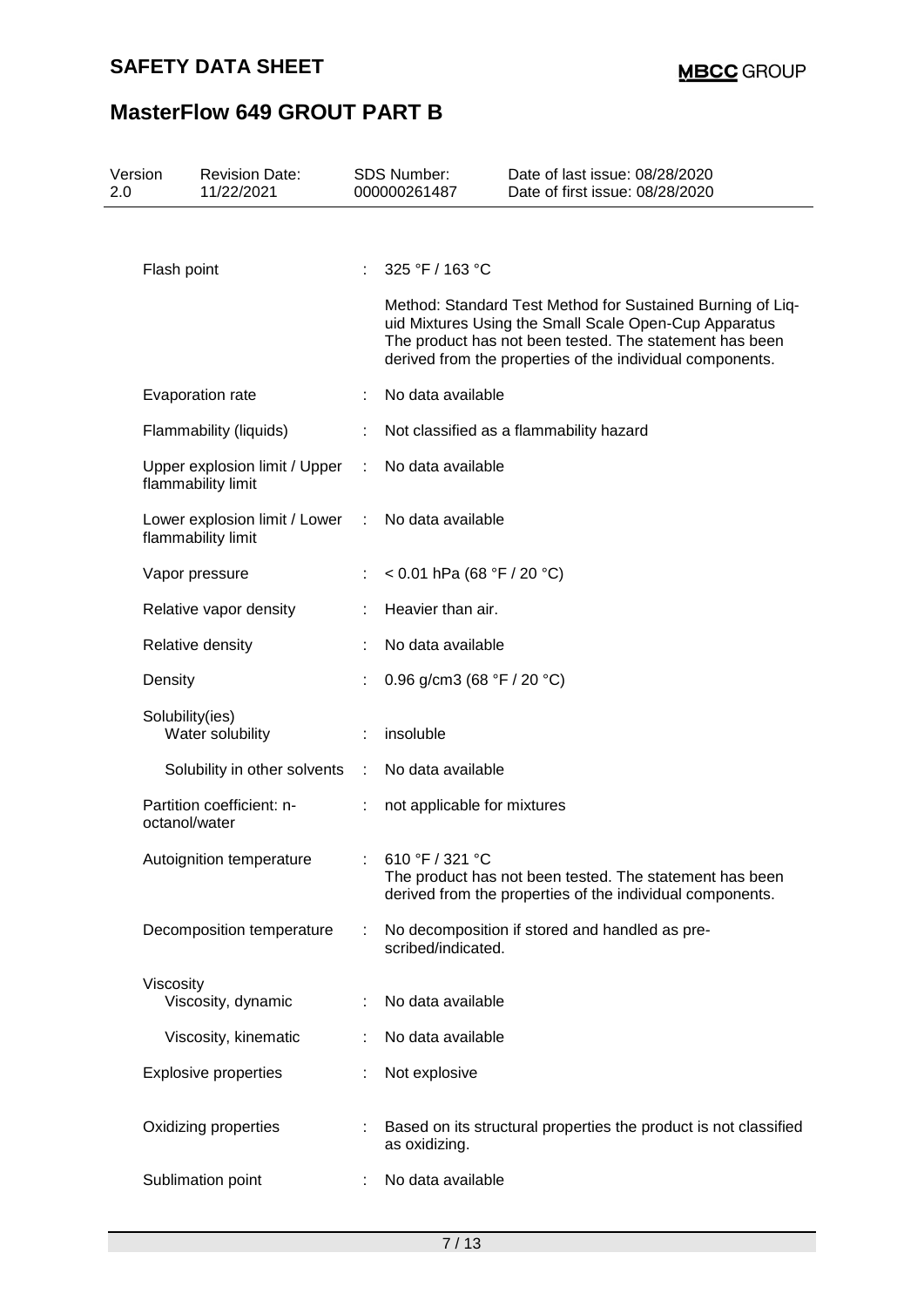| Version | Revision Date: | SDS Number: | Date of last issue: 08/28/2020 |
|---|---|---|---|
| 2.0 | 11/22/2021 | 000000261487 | Date of first issue: 08/28/2020 |

| Property | | Value |
|---|---|---|
| Flash point | : | 325 °F / 163 °C<br><br>Method: Standard Test Method for Sustained Burning of Liquid Mixtures Using the Small Scale Open-Cup Apparatus<br>The product has not been tested. The statement has been derived from the properties of the individual components. |
| Evaporation rate | : | No data available |
| Flammability (liquids) | : | Not classified as a flammability hazard |
| Upper explosion limit / Upper flammability limit | : | No data available |
| Lower explosion limit / Lower flammability limit | : | No data available |
| Vapor pressure | : | < 0.01 hPa (68 °F / 20 °C) |
| Relative vapor density | : | Heavier than air. |
| Relative density | : | No data available |
| Density | : | 0.96 g/cm3 (68 °F / 20 °C) |
| Solubility(ies)<br>Water solubility | : | insoluble |
| Solubility in other solvents | : | No data available |
| Partition coefficient: n-octanol/water | : | not applicable for mixtures |
| Autoignition temperature | : | 610 °F / 321 °C<br>The product has not been tested. The statement has been derived from the properties of the individual components. |
| Decomposition temperature | : | No decomposition if stored and handled as prescribed/indicated. |
| Viscosity<br>Viscosity, dynamic | : | No data available |
| Viscosity, kinematic | : | No data available |
| Explosive properties | : | Not explosive |
| Oxidizing properties | : | Based on its structural properties the product is not classified as oxidizing. |
| Sublimation point | : | No data available |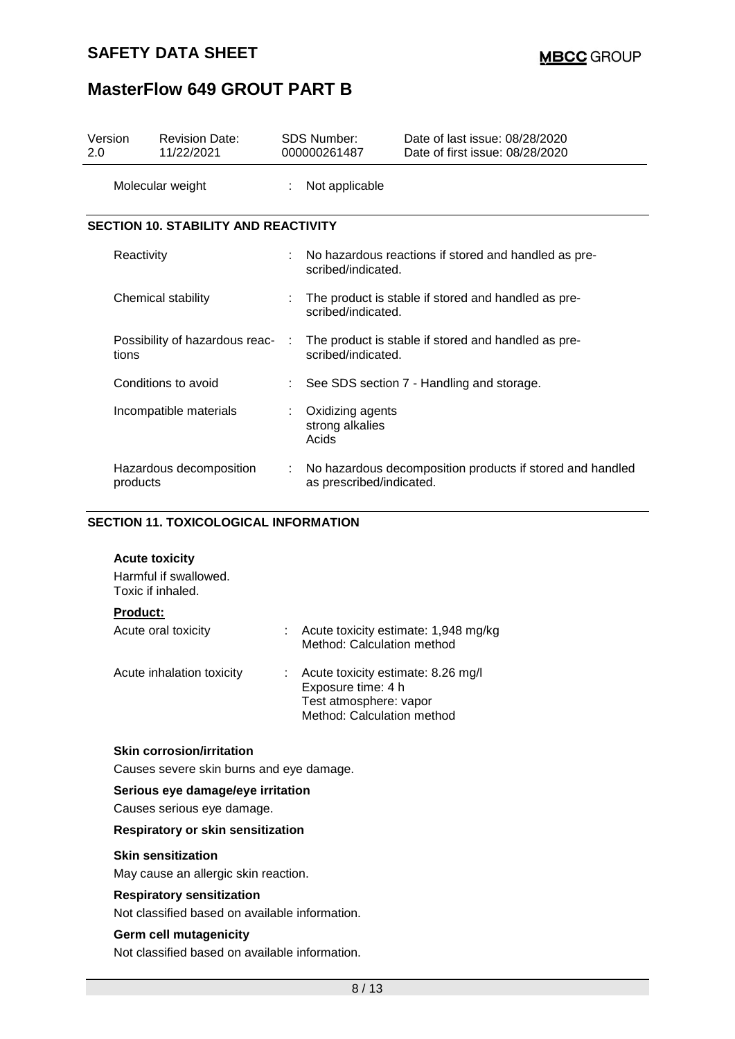| Version | Revision Date: | SDS Number: | Date of last issue: 08/28/2020 |
| --- | --- | --- | --- |
| 2.0 | 11/22/2021 | 000000261487 | Date of first issue: 08/28/2020 |

| | | |
| --- | --- | --- |
| Molecular weight | : | Not applicable |

## SECTION 10. STABILITY AND REACTIVITY

| | | |
| --- | --- | --- |
| Reactivity | : | No hazardous reactions if stored and handled as prescribed/indicated. |
| Chemical stability | : | The product is stable if stored and handled as prescribed/indicated. |
| Possibility of hazardous reactions | : | The product is stable if stored and handled as prescribed/indicated. |
| Conditions to avoid | : | See SDS section 7 - Handling and storage. |
| Incompatible materials | : | Oxidizing agents<br>strong alkalies<br>Acids |
| Hazardous decomposition products | : | No hazardous decomposition products if stored and handled as prescribed/indicated. |

## SECTION 11. TOXICOLOGICAL INFORMATION

**Acute toxicity**

Harmful if swallowed.
Toxic if inhaled.

**Product:**

| | | |
| --- | --- | --- |
| Acute oral toxicity | : | Acute toxicity estimate: 1,948 mg/kg<br>Method: Calculation method |
| Acute inhalation toxicity | : | Acute toxicity estimate: 8.26 mg/l<br>Exposure time: 4 h<br>Test atmosphere: vapor<br>Method: Calculation method |

**Skin corrosion/irritation**

Causes severe skin burns and eye damage.

**Serious eye damage/eye irritation**

Causes serious eye damage.

**Respiratory or skin sensitization**

**Skin sensitization**

May cause an allergic skin reaction.

**Respiratory sensitization**

Not classified based on available information.

**Germ cell mutagenicity**

Not classified based on available information.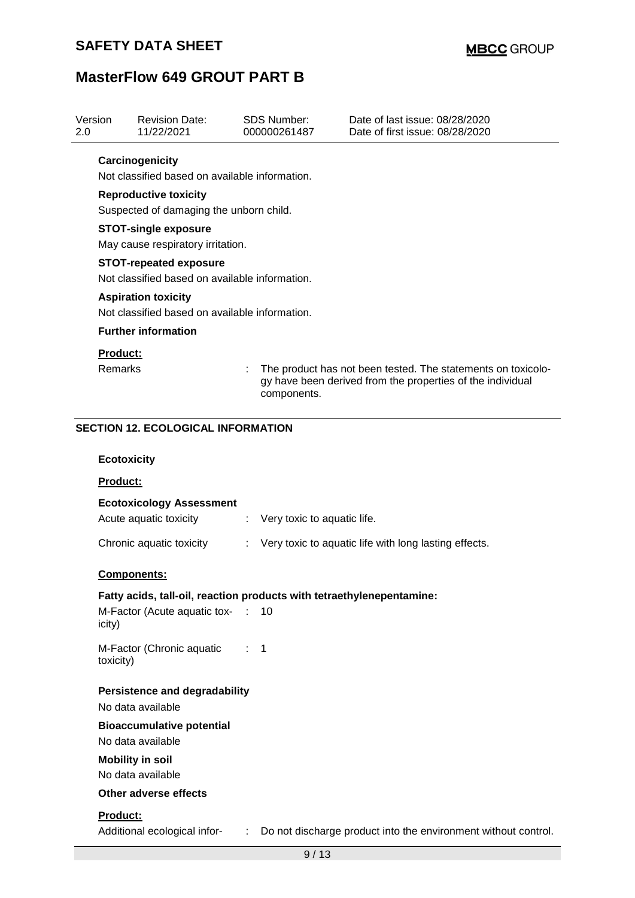**Carcinogenicity**

Not classified based on available information.

**Reproductive toxicity**

Suspected of damaging the unborn child.

**STOT-single exposure**

May cause respiratory irritation.

**STOT-repeated exposure**

Not classified based on available information.

**Aspiration toxicity**

Not classified based on available information.

**Further information**

**Product:**

Remarks : The product has not been tested. The statements on toxicology have been derived from the properties of the individual components.

## SECTION 12. ECOLOGICAL INFORMATION

**Ecotoxicity**

**Product:**

**Ecotoxicology Assessment**

Acute aquatic toxicity : Very toxic to aquatic life.

Chronic aquatic toxicity : Very toxic to aquatic life with long lasting effects.

**Components:**

**Fatty acids, tall-oil, reaction products with tetraethylenepentamine:**

M-Factor (Acute aquatic toxicity) : 10

M-Factor (Chronic aquatic toxicity) : 1

**Persistence and degradability**

No data available

**Bioaccumulative potential**

No data available

**Mobility in soil**

No data available

**Other adverse effects**

**Product:**

Additional ecological infor- : Do not discharge product into the environment without control.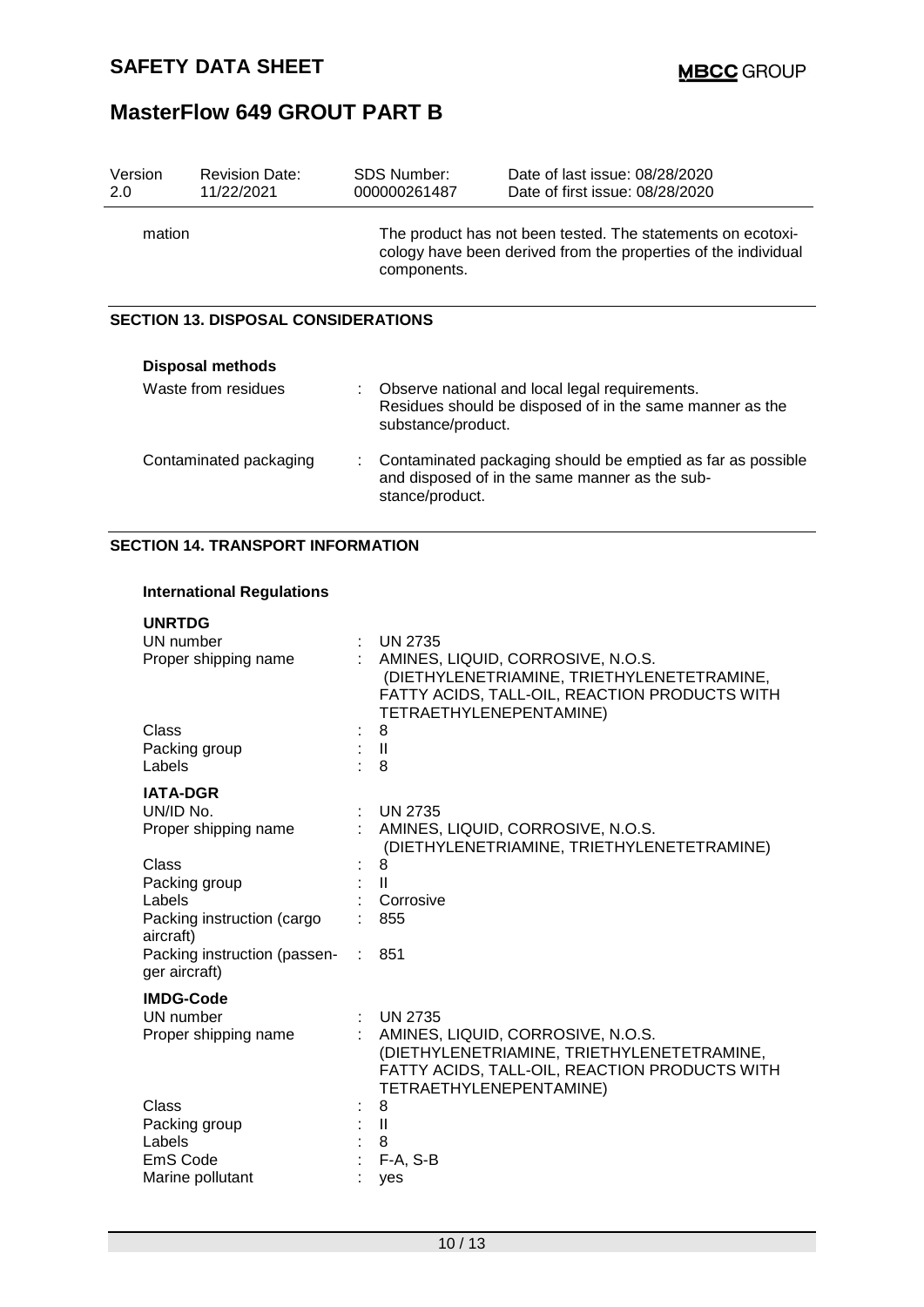mation | The product has not been tested. The statements on ecotoxicology have been derived from the properties of the individual components.

## SECTION 13. DISPOSAL CONSIDERATIONS

**Disposal methods**

| | |
|---|---|
| Waste from residues | : Observe national and local legal requirements. Residues should be disposed of in the same manner as the substance/product. |
| Contaminated packaging | : Contaminated packaging should be emptied as far as possible and disposed of in the same manner as the substance/product. |

## SECTION 14. TRANSPORT INFORMATION

**International Regulations**

**UNRTDG**

| | |
|---|---|
| UN number | : UN 2735 |
| Proper shipping name | : AMINES, LIQUID, CORROSIVE, N.O.S. (DIETHYLENETRIAMINE, TRIETHYLENETETRAMINE, FATTY ACIDS, TALL-OIL, REACTION PRODUCTS WITH TETRAETHYLENEPENTAMINE) |
| Class | : 8 |
| Packing group | : II |
| Labels | : 8 |

**IATA-DGR**

| | |
|---|---|
| UN/ID No. | : UN 2735 |
| Proper shipping name | : AMINES, LIQUID, CORROSIVE, N.O.S. (DIETHYLENETRIAMINE, TRIETHYLENETETRAMINE) |
| Class | : 8 |
| Packing group | : II |
| Labels | : Corrosive |
| Packing instruction (cargo aircraft) | : 855 |
| Packing instruction (passenger aircraft) | : 851 |

**IMDG-Code**

| | |
|---|---|
| UN number | : UN 2735 |
| Proper shipping name | : AMINES, LIQUID, CORROSIVE, N.O.S. (DIETHYLENETRIAMINE, TRIETHYLENETETRAMINE, FATTY ACIDS, TALL-OIL, REACTION PRODUCTS WITH TETRAETHYLENEPENTAMINE) |
| Class | : 8 |
| Packing group | : II |
| Labels | : 8 |
| EmS Code | : F-A, S-B |
| Marine pollutant | : yes |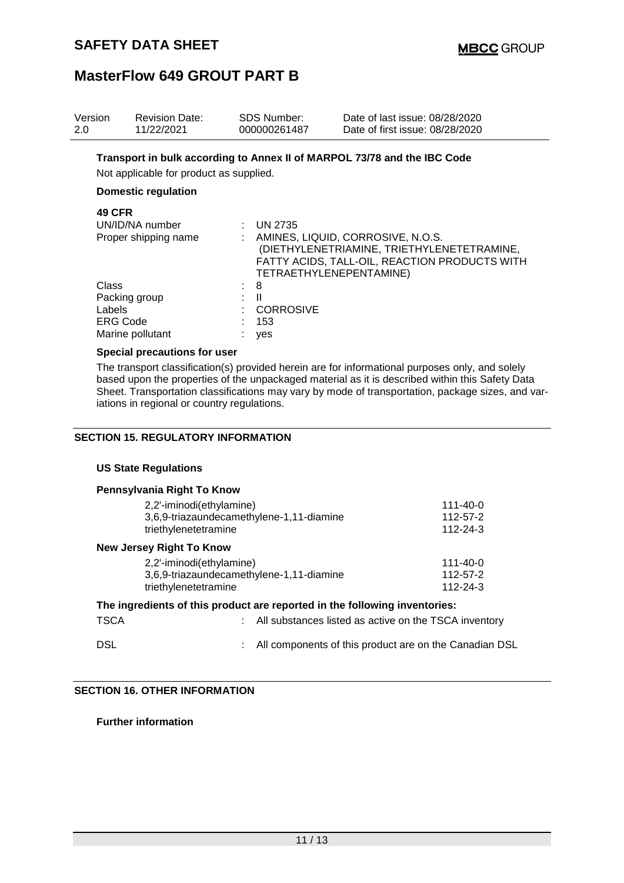**Transport in bulk according to Annex II of MARPOL 73/78 and the IBC Code**

Not applicable for product as supplied.

**Domestic regulation**

**49 CFR**

| | | |
|---|---|---|
| UN/ID/NA number | : | UN 2735 |
| Proper shipping name | : | AMINES, LIQUID, CORROSIVE, N.O.S. (DIETHYLENETRIAMINE, TRIETHYLENETETRAMINE, FATTY ACIDS, TALL-OIL, REACTION PRODUCTS WITH TETRAETHYLENEPENTAMINE) |
| Class | : | 8 |
| Packing group | : | II |
| Labels | : | CORROSIVE |
| ERG Code | : | 153 |
| Marine pollutant | : | yes |

**Special precautions for user**

The transport classification(s) provided herein are for informational purposes only, and solely based upon the properties of the unpackaged material as it is described within this Safety Data Sheet. Transportation classifications may vary by mode of transportation, package sizes, and variations in regional or country regulations.

## SECTION 15. REGULATORY INFORMATION

**US State Regulations**

**Pennsylvania Right To Know**

| | |
|---|---|
| 2,2'-iminodi(ethylamine) | 111-40-0 |
| 3,6,9-triazaundecamethylene-1,11-diamine | 112-57-2 |
| triethylenetetramine | 112-24-3 |

**New Jersey Right To Know**

| | |
|---|---|
| 2,2'-iminodi(ethylamine) | 111-40-0 |
| 3,6,9-triazaundecamethylene-1,11-diamine | 112-57-2 |
| triethylenetetramine | 112-24-3 |

**The ingredients of this product are reported in the following inventories:**

| | | |
|---|---|---|
| TSCA | : | All substances listed as active on the TSCA inventory |
| DSL | : | All components of this product are on the Canadian DSL |

## SECTION 16. OTHER INFORMATION

**Further information**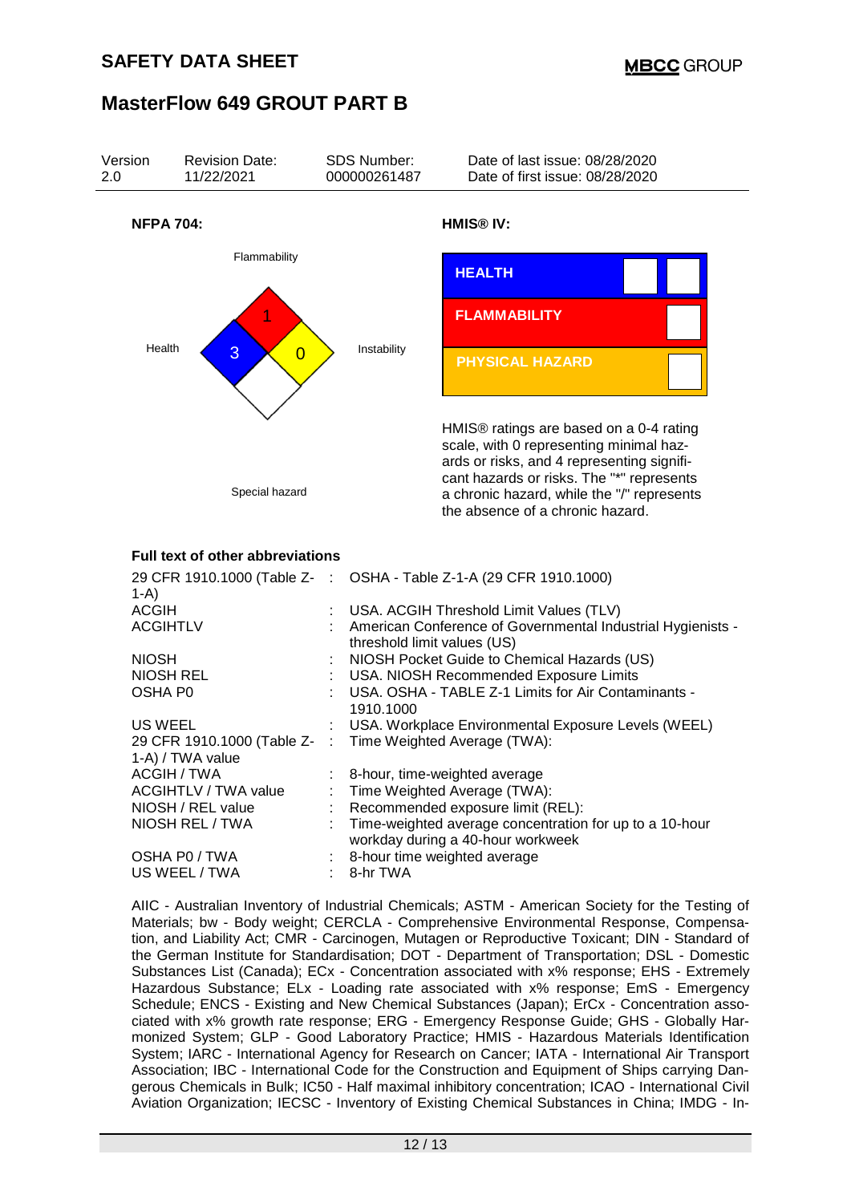# SAFETY DATA SHEET

## MasterFlow 649 GROUT PART B

| Version | Revision Date: | SDS Number: | Date of last issue: 08/28/2020 |
|---|---|---|---|
| 2.0 | 11/22/2021 | 000000261487 | Date of first issue: 08/28/2020 |

**NFPA 704:**

Flammability: 1
Health: 3
Instability: 0
Special hazard

**HMIS® IV:**

| HEALTH | | |
|---|---|---|
| FLAMMABILITY | | |
| PHYSICAL HAZARD | | |

HMIS® ratings are based on a 0-4 rating scale, with 0 representing minimal hazards or risks, and 4 representing significant hazards or risks. The "*" represents a chronic hazard, while the "/" represents the absence of a chronic hazard.

**Full text of other abbreviations**

| | | |
|---|---|---|
| 29 CFR 1910.1000 (Table Z-1-A) | : | OSHA - Table Z-1-A (29 CFR 1910.1000) |
| ACGIH | : | USA. ACGIH Threshold Limit Values (TLV) |
| ACGIHTLV | : | American Conference of Governmental Industrial Hygienists - threshold limit values (US) |
| NIOSH | : | NIOSH Pocket Guide to Chemical Hazards (US) |
| NIOSH REL | : | USA. NIOSH Recommended Exposure Limits |
| OSHA P0 | : | USA. OSHA - TABLE Z-1 Limits for Air Contaminants - 1910.1000 |
| US WEEL | : | USA. Workplace Environmental Exposure Levels (WEEL) |
| 29 CFR 1910.1000 (Table Z-1-A) / TWA value | : | Time Weighted Average (TWA): |
| ACGIH / TWA | : | 8-hour, time-weighted average |
| ACGIHTLV / TWA value | : | Time Weighted Average (TWA): |
| NIOSH / REL value | : | Recommended exposure limit (REL): |
| NIOSH REL / TWA | : | Time-weighted average concentration for up to a 10-hour workday during a 40-hour workweek |
| OSHA P0 / TWA | : | 8-hour time weighted average |
| US WEEL / TWA | : | 8-hr TWA |

AIIC - Australian Inventory of Industrial Chemicals; ASTM - American Society for the Testing of Materials; bw - Body weight; CERCLA - Comprehensive Environmental Response, Compensation, and Liability Act; CMR - Carcinogen, Mutagen or Reproductive Toxicant; DIN - Standard of the German Institute for Standardisation; DOT - Department of Transportation; DSL - Domestic Substances List (Canada); ECx - Concentration associated with x% response; EHS - Extremely Hazardous Substance; ELx - Loading rate associated with x% response; EmS - Emergency Schedule; ENCS - Existing and New Chemical Substances (Japan); ErCx - Concentration associated with x% growth rate response; ERG - Emergency Response Guide; GHS - Globally Harmonized System; GLP - Good Laboratory Practice; HMIS - Hazardous Materials Identification System; IARC - International Agency for Research on Cancer; IATA - International Air Transport Association; IBC - International Code for the Construction and Equipment of Ships carrying Dangerous Chemicals in Bulk; IC50 - Half maximal inhibitory concentration; ICAO - International Civil Aviation Organization; IECSC - Inventory of Existing Chemical Substances in China; IMDG - In-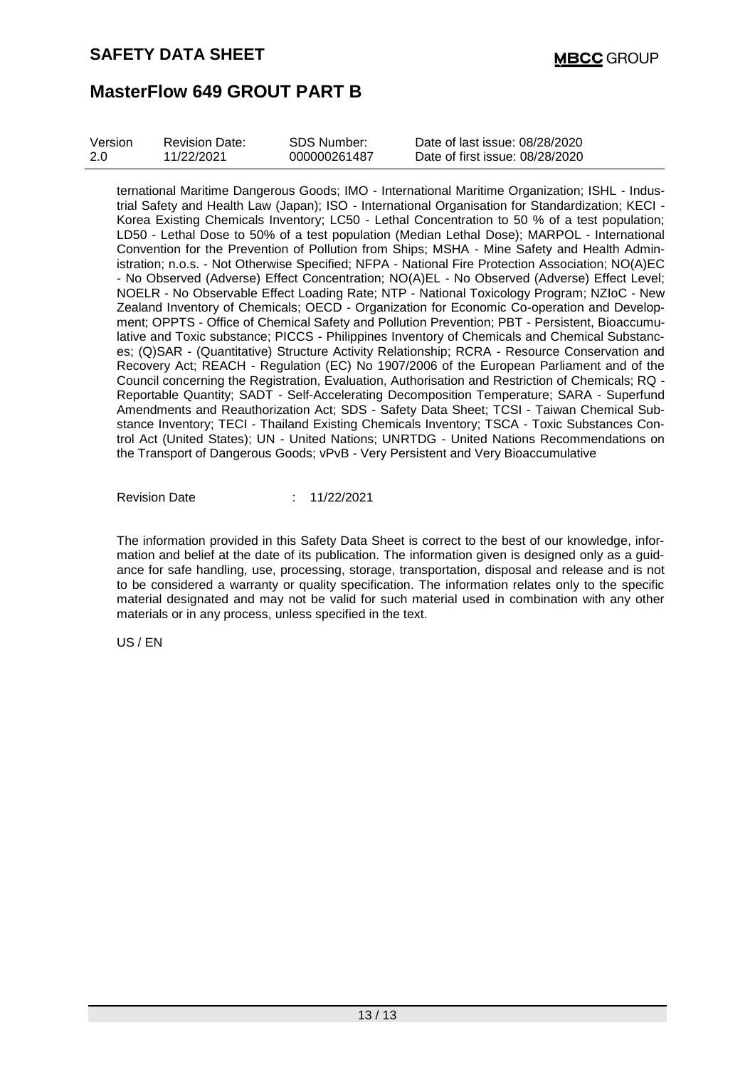ternational Maritime Dangerous Goods; IMO - International Maritime Organization; ISHL - Industrial Safety and Health Law (Japan); ISO - International Organisation for Standardization; KECI - Korea Existing Chemicals Inventory; LC50 - Lethal Concentration to 50 % of a test population; LD50 - Lethal Dose to 50% of a test population (Median Lethal Dose); MARPOL - International Convention for the Prevention of Pollution from Ships; MSHA - Mine Safety and Health Administration; n.o.s. - Not Otherwise Specified; NFPA - National Fire Protection Association; NO(A)EC - No Observed (Adverse) Effect Concentration; NO(A)EL - No Observed (Adverse) Effect Level; NOELR - No Observable Effect Loading Rate; NTP - National Toxicology Program; NZIoC - New Zealand Inventory of Chemicals; OECD - Organization for Economic Co-operation and Development; OPPTS - Office of Chemical Safety and Pollution Prevention; PBT - Persistent, Bioaccumulative and Toxic substance; PICCS - Philippines Inventory of Chemicals and Chemical Substances; (Q)SAR - (Quantitative) Structure Activity Relationship; RCRA - Resource Conservation and Recovery Act; REACH - Regulation (EC) No 1907/2006 of the European Parliament and of the Council concerning the Registration, Evaluation, Authorisation and Restriction of Chemicals; RQ - Reportable Quantity; SADT - Self-Accelerating Decomposition Temperature; SARA - Superfund Amendments and Reauthorization Act; SDS - Safety Data Sheet; TCSI - Taiwan Chemical Substance Inventory; TECI - Thailand Existing Chemicals Inventory; TSCA - Toxic Substances Control Act (United States); UN - United Nations; UNRTDG - United Nations Recommendations on the Transport of Dangerous Goods; vPvB - Very Persistent and Very Bioaccumulative

Revision Date : 11/22/2021

The information provided in this Safety Data Sheet is correct to the best of our knowledge, information and belief at the date of its publication. The information given is designed only as a guidance for safe handling, use, processing, storage, transportation, disposal and release and is not to be considered a warranty or quality specification. The information relates only to the specific material designated and may not be valid for such material used in combination with any other materials or in any process, unless specified in the text.

US / EN